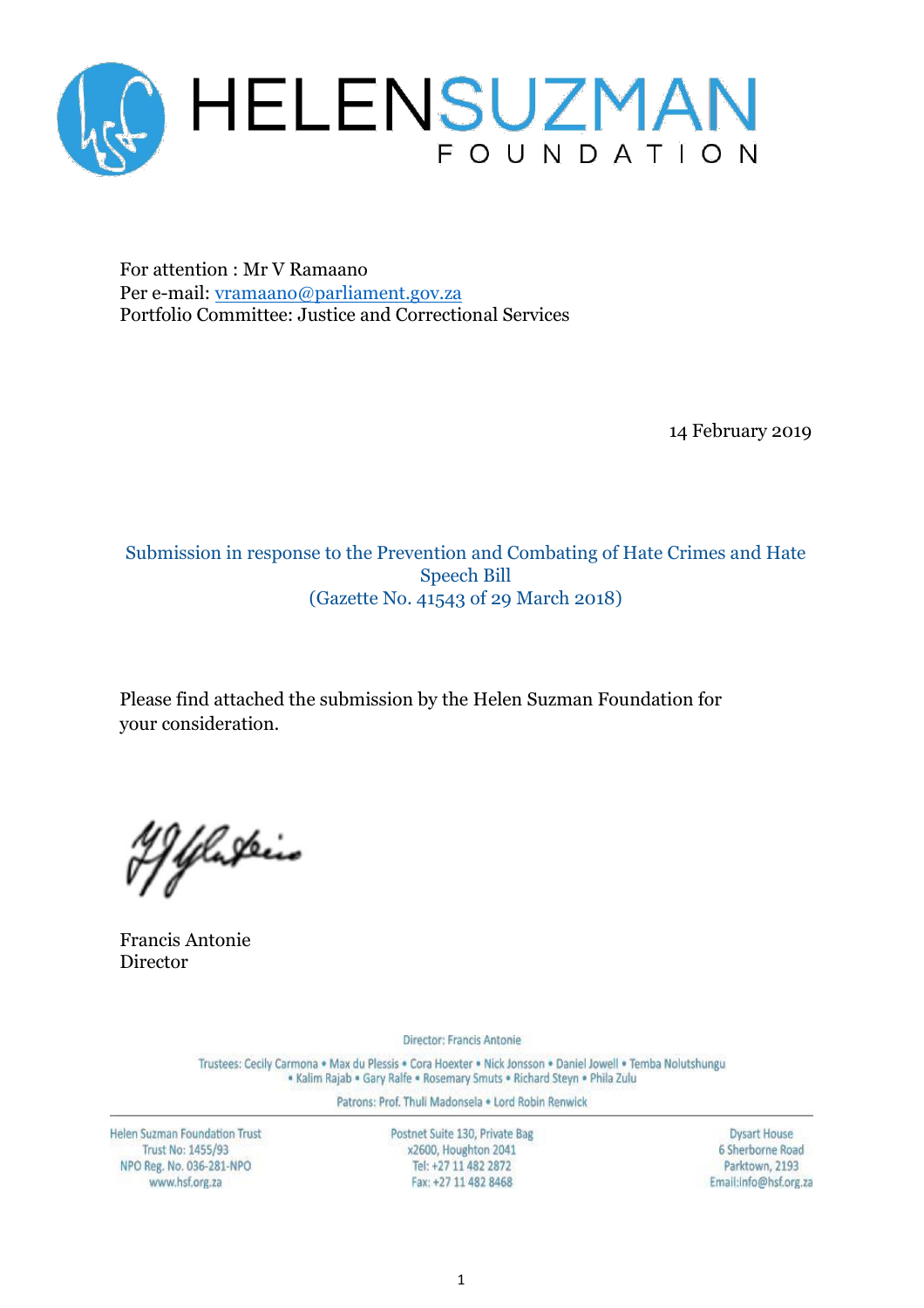# HELEN SUZMAN FOUNDATION

For attention : Mr V Ramaano
Per e-mail: vramaano@parliament.gov.za
Portfolio Committee: Justice and Correctional Services

14 February 2019

## Submission in response to the Prevention and Combating of Hate Crimes and Hate Speech Bill (Gazette No. 41543 of 29 March 2018)

Please find attached the submission by the Helen Suzman Foundation for your consideration.

Francis Antonie
Director

Director: Francis Antonie

Trustees: Cecily Carmona • Max du Plessis • Cora Hoexter • Nick Jonsson • Daniel Jowell • Temba Nolutshungu • Kalim Rajab • Gary Ralfe • Rosemary Smuts • Richard Steyn • Phila Zulu

Patrons: Prof. Thuli Madonsela • Lord Robin Renwick

Helen Suzman Foundation Trust
Trust No: 1455/93
NPO Reg. No. 036-281-NPO
www.hsf.org.za

Postnet Suite 130, Private Bag x2600, Houghton 2041
Tel: +27 11 482 2872
Fax: +27 11 482 8468

Dysart House
6 Sherborne Road
Parktown, 2193
Email:info@hsf.org.za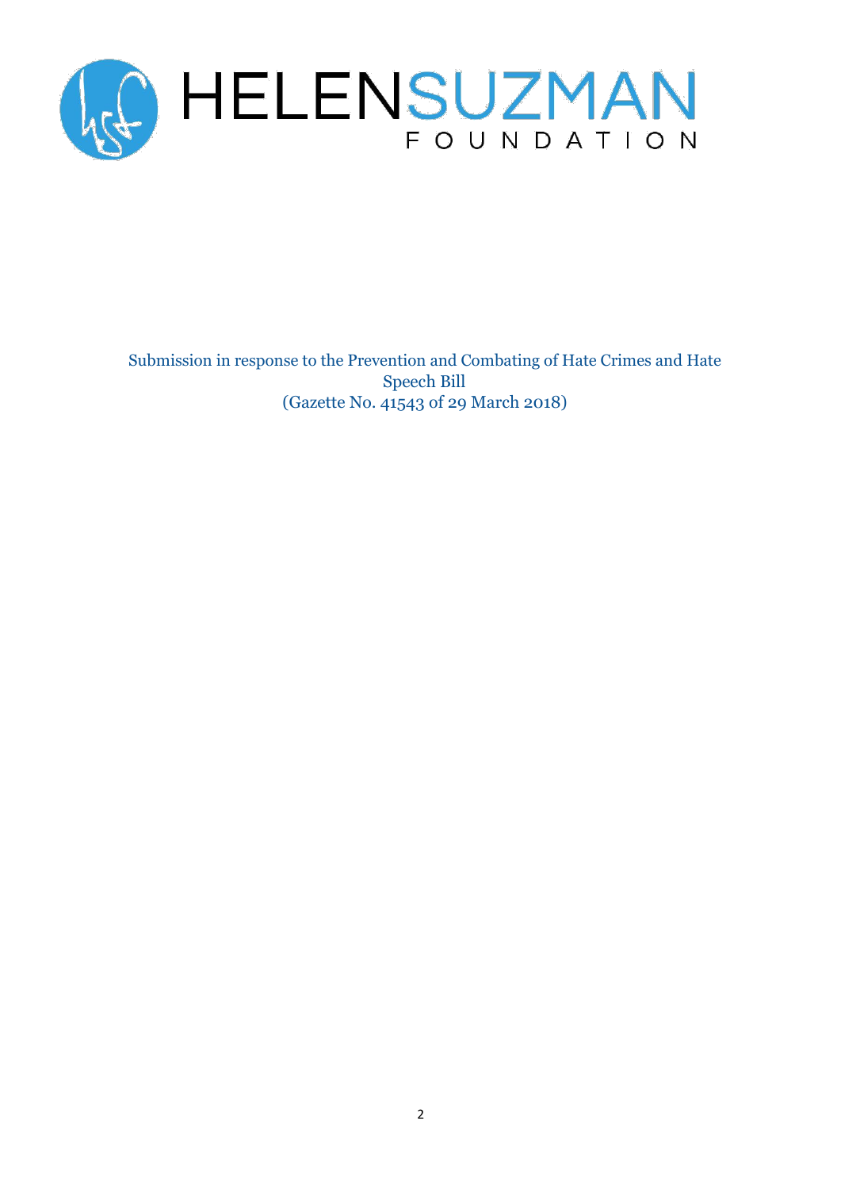HELENSUZMAN FOUNDATION

Submission in response to the Prevention and Combating of Hate Crimes and Hate Speech Bill
(Gazette No. 41543 of 29 March 2018)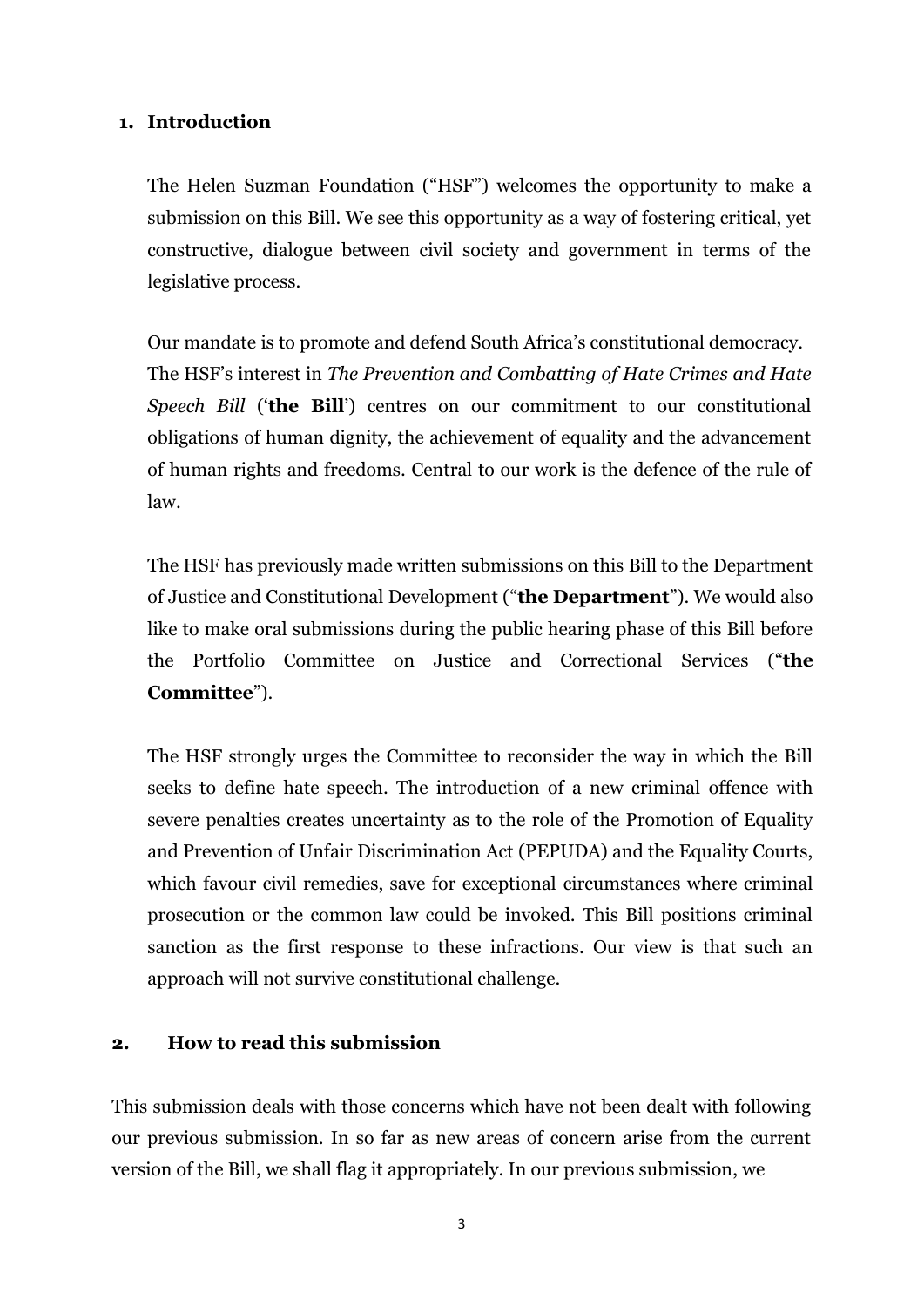## 1. Introduction

The Helen Suzman Foundation ("HSF") welcomes the opportunity to make a submission on this Bill. We see this opportunity as a way of fostering critical, yet constructive, dialogue between civil society and government in terms of the legislative process.

Our mandate is to promote and defend South Africa's constitutional democracy. The HSF's interest in *The Prevention and Combatting of Hate Crimes and Hate Speech Bill* ('**the Bill**') centres on our commitment to our constitutional obligations of human dignity, the achievement of equality and the advancement of human rights and freedoms. Central to our work is the defence of the rule of law.

The HSF has previously made written submissions on this Bill to the Department of Justice and Constitutional Development ("**the Department**"). We would also like to make oral submissions during the public hearing phase of this Bill before the Portfolio Committee on Justice and Correctional Services ("**the Committee**").

The HSF strongly urges the Committee to reconsider the way in which the Bill seeks to define hate speech. The introduction of a new criminal offence with severe penalties creates uncertainty as to the role of the Promotion of Equality and Prevention of Unfair Discrimination Act (PEPUDA) and the Equality Courts, which favour civil remedies, save for exceptional circumstances where criminal prosecution or the common law could be invoked. This Bill positions criminal sanction as the first response to these infractions. Our view is that such an approach will not survive constitutional challenge.

## 2. How to read this submission

This submission deals with those concerns which have not been dealt with following our previous submission. In so far as new areas of concern arise from the current version of the Bill, we shall flag it appropriately. In our previous submission, we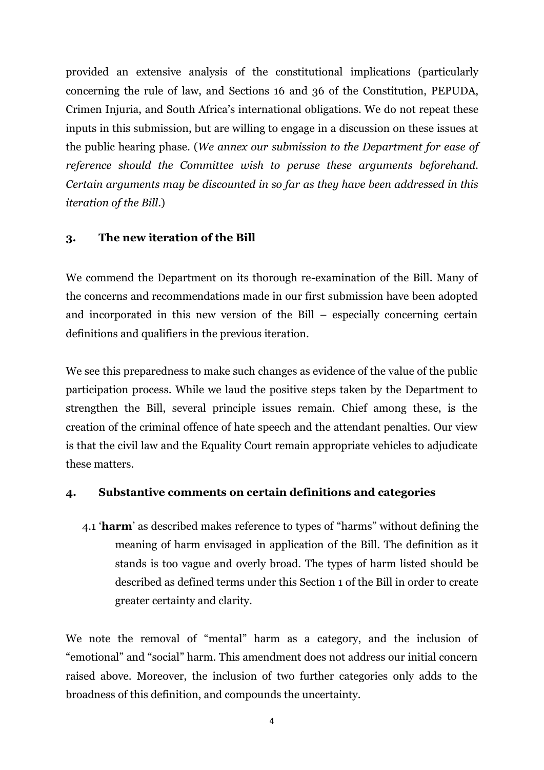provided an extensive analysis of the constitutional implications (particularly concerning the rule of law, and Sections 16 and 36 of the Constitution, PEPUDA, Crimen Injuria, and South Africa's international obligations. We do not repeat these inputs in this submission, but are willing to engage in a discussion on these issues at the public hearing phase. (*We annex our submission to the Department for ease of reference should the Committee wish to peruse these arguments beforehand. Certain arguments may be discounted in so far as they have been addressed in this iteration of the Bill.*)

## 3. The new iteration of the Bill

We commend the Department on its thorough re-examination of the Bill. Many of the concerns and recommendations made in our first submission have been adopted and incorporated in this new version of the Bill – especially concerning certain definitions and qualifiers in the previous iteration.

We see this preparedness to make such changes as evidence of the value of the public participation process. While we laud the positive steps taken by the Department to strengthen the Bill, several principle issues remain. Chief among these, is the creation of the criminal offence of hate speech and the attendant penalties. Our view is that the civil law and the Equality Court remain appropriate vehicles to adjudicate these matters.

## 4. Substantive comments on certain definitions and categories

4.1 '**harm**' as described makes reference to types of "harms" without defining the meaning of harm envisaged in application of the Bill. The definition as it stands is too vague and overly broad. The types of harm listed should be described as defined terms under this Section 1 of the Bill in order to create greater certainty and clarity.

We note the removal of "mental" harm as a category, and the inclusion of "emotional" and "social" harm. This amendment does not address our initial concern raised above. Moreover, the inclusion of two further categories only adds to the broadness of this definition, and compounds the uncertainty.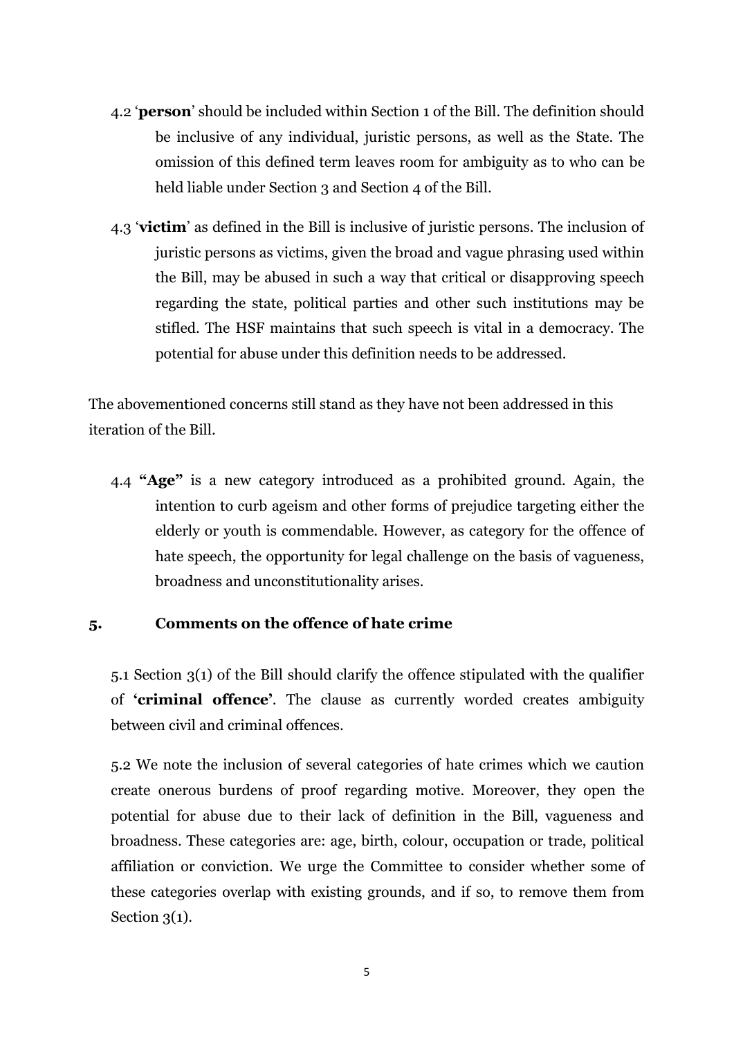4.2 '**person**' should be included within Section 1 of the Bill. The definition should be inclusive of any individual, juristic persons, as well as the State. The omission of this defined term leaves room for ambiguity as to who can be held liable under Section 3 and Section 4 of the Bill.

4.3 '**victim**' as defined in the Bill is inclusive of juristic persons. The inclusion of juristic persons as victims, given the broad and vague phrasing used within the Bill, may be abused in such a way that critical or disapproving speech regarding the state, political parties and other such institutions may be stifled. The HSF maintains that such speech is vital in a democracy. The potential for abuse under this definition needs to be addressed.

The abovementioned concerns still stand as they have not been addressed in this iteration of the Bill.

4.4 **"Age"** is a new category introduced as a prohibited ground. Again, the intention to curb ageism and other forms of prejudice targeting either the elderly or youth is commendable. However, as category for the offence of hate speech, the opportunity for legal challenge on the basis of vagueness, broadness and unconstitutionality arises.

## 5. Comments on the offence of hate crime

5.1 Section 3(1) of the Bill should clarify the offence stipulated with the qualifier of **'criminal offence'**. The clause as currently worded creates ambiguity between civil and criminal offences.

5.2 We note the inclusion of several categories of hate crimes which we caution create onerous burdens of proof regarding motive. Moreover, they open the potential for abuse due to their lack of definition in the Bill, vagueness and broadness. These categories are: age, birth, colour, occupation or trade, political affiliation or conviction. We urge the Committee to consider whether some of these categories overlap with existing grounds, and if so, to remove them from Section 3(1).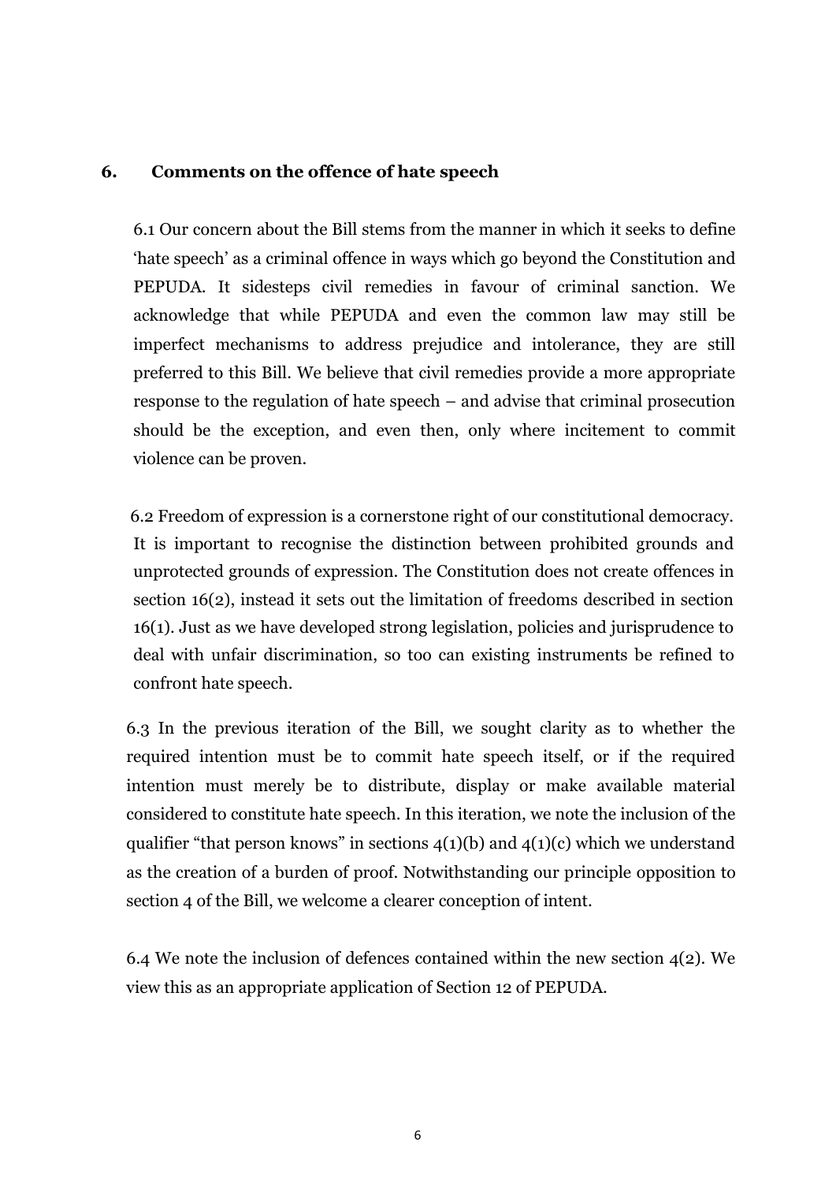## 6. Comments on the offence of hate speech

6.1 Our concern about the Bill stems from the manner in which it seeks to define 'hate speech' as a criminal offence in ways which go beyond the Constitution and PEPUDA. It sidesteps civil remedies in favour of criminal sanction. We acknowledge that while PEPUDA and even the common law may still be imperfect mechanisms to address prejudice and intolerance, they are still preferred to this Bill. We believe that civil remedies provide a more appropriate response to the regulation of hate speech – and advise that criminal prosecution should be the exception, and even then, only where incitement to commit violence can be proven.

6.2 Freedom of expression is a cornerstone right of our constitutional democracy. It is important to recognise the distinction between prohibited grounds and unprotected grounds of expression. The Constitution does not create offences in section 16(2), instead it sets out the limitation of freedoms described in section 16(1). Just as we have developed strong legislation, policies and jurisprudence to deal with unfair discrimination, so too can existing instruments be refined to confront hate speech.

6.3 In the previous iteration of the Bill, we sought clarity as to whether the required intention must be to commit hate speech itself, or if the required intention must merely be to distribute, display or make available material considered to constitute hate speech. In this iteration, we note the inclusion of the qualifier "that person knows" in sections 4(1)(b) and 4(1)(c) which we understand as the creation of a burden of proof. Notwithstanding our principle opposition to section 4 of the Bill, we welcome a clearer conception of intent.

6.4 We note the inclusion of defences contained within the new section 4(2). We view this as an appropriate application of Section 12 of PEPUDA.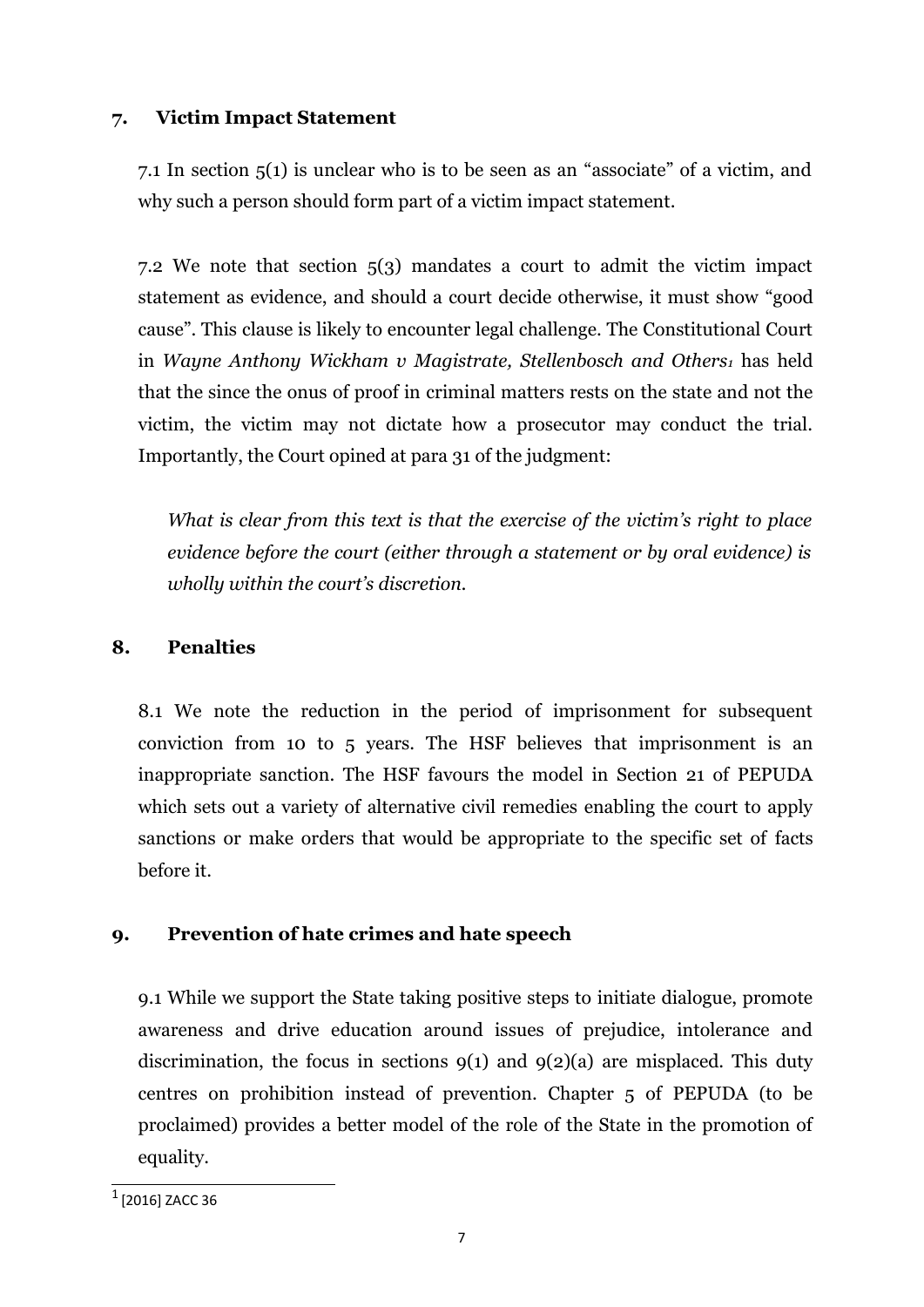## 7. Victim Impact Statement

7.1 In section 5(1) is unclear who is to be seen as an "associate" of a victim, and why such a person should form part of a victim impact statement.

7.2 We note that section 5(3) mandates a court to admit the victim impact statement as evidence, and should a court decide otherwise, it must show "good cause". This clause is likely to encounter legal challenge. The Constitutional Court in *Wayne Anthony Wickham v Magistrate, Stellenbosch and Others*[1] has held that the since the onus of proof in criminal matters rests on the state and not the victim, the victim may not dictate how a prosecutor may conduct the trial. Importantly, the Court opined at para 31 of the judgment:

> *What is clear from this text is that the exercise of the victim's right to place evidence before the court (either through a statement or by oral evidence) is wholly within the court's discretion.*

## 8. Penalties

8.1 We note the reduction in the period of imprisonment for subsequent conviction from 10 to 5 years. The HSF believes that imprisonment is an inappropriate sanction. The HSF favours the model in Section 21 of PEPUDA which sets out a variety of alternative civil remedies enabling the court to apply sanctions or make orders that would be appropriate to the specific set of facts before it.

## 9. Prevention of hate crimes and hate speech

9.1 While we support the State taking positive steps to initiate dialogue, promote awareness and drive education around issues of prejudice, intolerance and discrimination, the focus in sections 9(1) and 9(2)(a) are misplaced. This duty centres on prohibition instead of prevention. Chapter 5 of PEPUDA (to be proclaimed) provides a better model of the role of the State in the promotion of equality.

---

[1] [2016] ZACC 36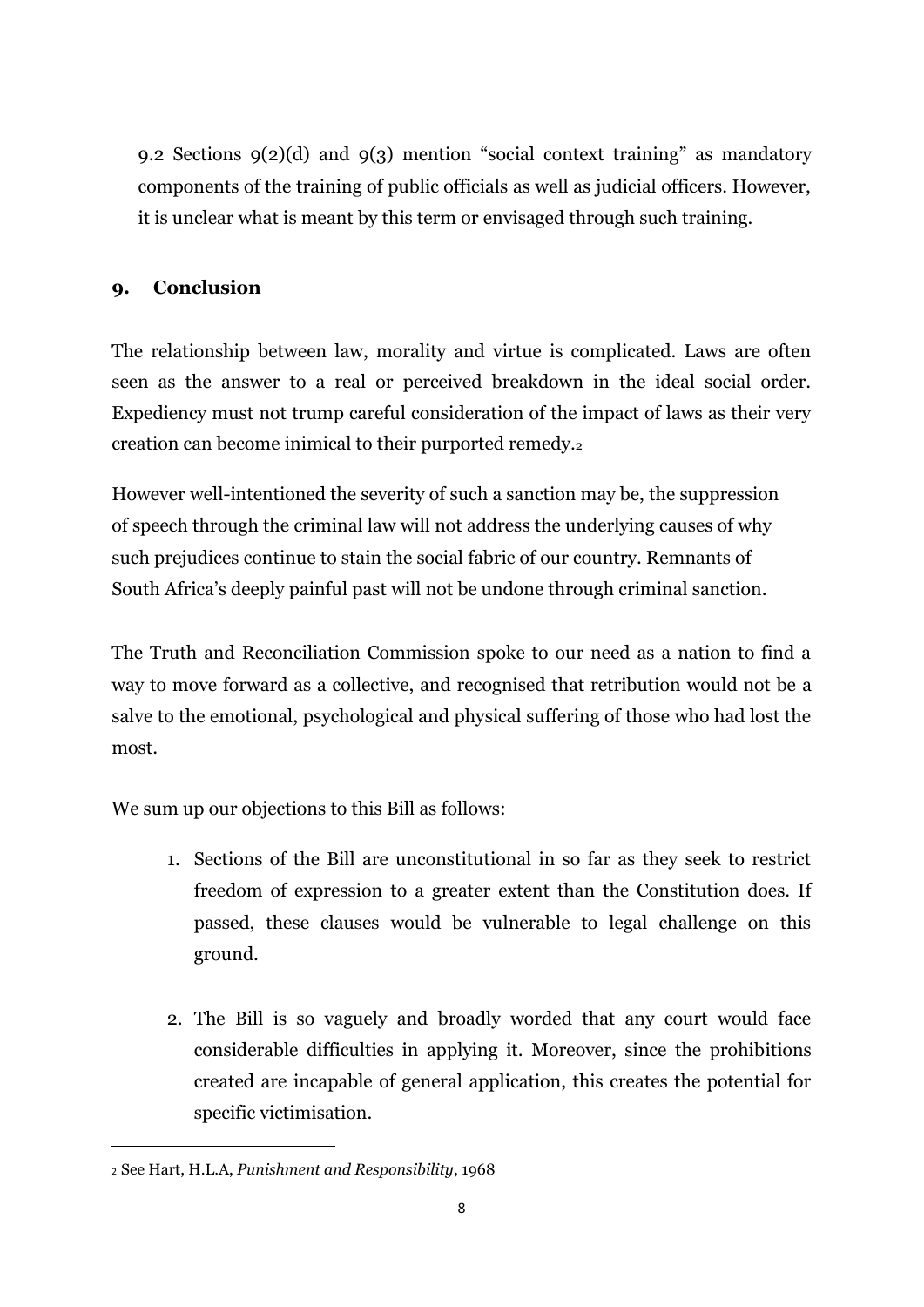9.2 Sections 9(2)(d) and 9(3) mention "social context training" as mandatory components of the training of public officials as well as judicial officers. However, it is unclear what is meant by this term or envisaged through such training.

## 9. Conclusion

The relationship between law, morality and virtue is complicated. Laws are often seen as the answer to a real or perceived breakdown in the ideal social order. Expediency must not trump careful consideration of the impact of laws as their very creation can become inimical to their purported remedy.[2]

However well-intentioned the severity of such a sanction may be, the suppression of speech through the criminal law will not address the underlying causes of why such prejudices continue to stain the social fabric of our country. Remnants of South Africa's deeply painful past will not be undone through criminal sanction.

The Truth and Reconciliation Commission spoke to our need as a nation to find a way to move forward as a collective, and recognised that retribution would not be a salve to the emotional, psychological and physical suffering of those who had lost the most.

We sum up our objections to this Bill as follows:

1. Sections of the Bill are unconstitutional in so far as they seek to restrict freedom of expression to a greater extent than the Constitution does. If passed, these clauses would be vulnerable to legal challenge on this ground.

2. The Bill is so vaguely and broadly worded that any court would face considerable difficulties in applying it. Moreover, since the prohibitions created are incapable of general application, this creates the potential for specific victimisation.

[2] See Hart, H.L.A, *Punishment and Responsibility*, 1968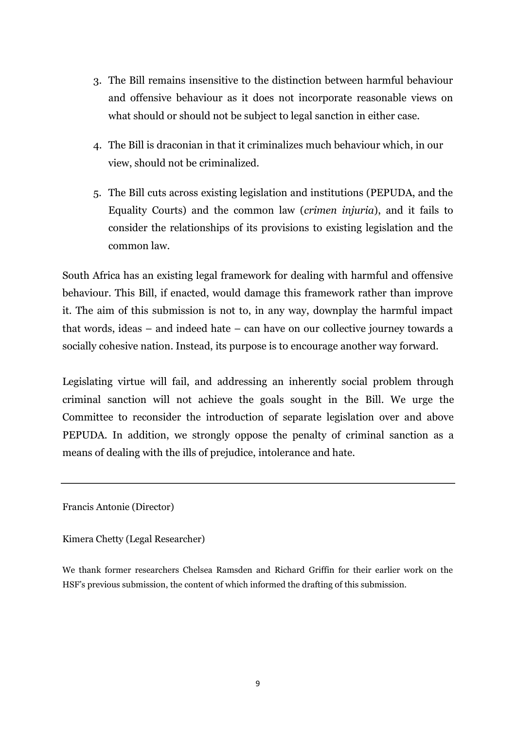3. The Bill remains insensitive to the distinction between harmful behaviour and offensive behaviour as it does not incorporate reasonable views on what should or should not be subject to legal sanction in either case.

4. The Bill is draconian in that it criminalizes much behaviour which, in our view, should not be criminalized.

5. The Bill cuts across existing legislation and institutions (PEPUDA, and the Equality Courts) and the common law (*crimen injuria*), and it fails to consider the relationships of its provisions to existing legislation and the common law.

South Africa has an existing legal framework for dealing with harmful and offensive behaviour. This Bill, if enacted, would damage this framework rather than improve it. The aim of this submission is not to, in any way, downplay the harmful impact that words, ideas – and indeed hate – can have on our collective journey towards a socially cohesive nation. Instead, its purpose is to encourage another way forward.

Legislating virtue will fail, and addressing an inherently social problem through criminal sanction will not achieve the goals sought in the Bill. We urge the Committee to reconsider the introduction of separate legislation over and above PEPUDA. In addition, we strongly oppose the penalty of criminal sanction as a means of dealing with the ills of prejudice, intolerance and hate.

---

Francis Antonie (Director)

Kimera Chetty (Legal Researcher)

We thank former researchers Chelsea Ramsden and Richard Griffin for their earlier work on the HSF's previous submission, the content of which informed the drafting of this submission.